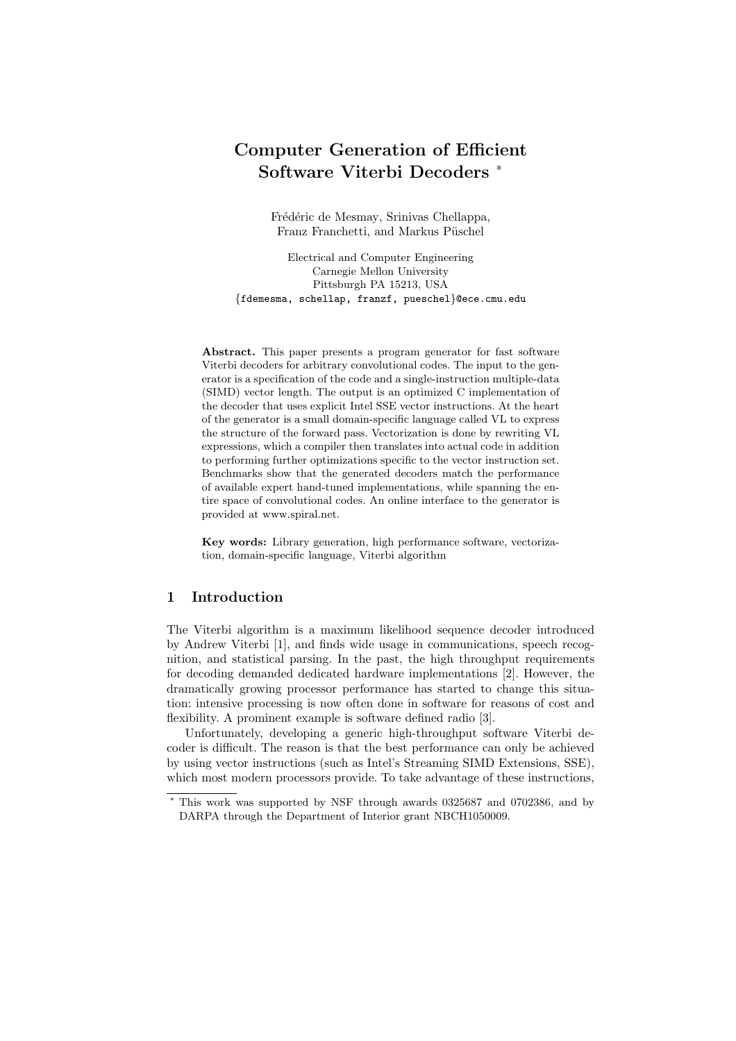# Computer Generation of Efficient Software Viterbi Decoders *

Frédéric de Mesmay, Srinivas Chellappa,
Franz Franchetti, and Markus Püschel

Electrical and Computer Engineering
Carnegie Mellon University
Pittsburgh PA 15213, USA
{fdemesma, schellap, franzf, pueschel}@ece.cmu.edu

**Abstract.** This paper presents a program generator for fast software Viterbi decoders for arbitrary convolutional codes. The input to the generator is a specification of the code and a single-instruction multiple-data (SIMD) vector length. The output is an optimized C implementation of the decoder that uses explicit Intel SSE vector instructions. At the heart of the generator is a small domain-specific language called VL to express the structure of the forward pass. Vectorization is done by rewriting VL expressions, which a compiler then translates into actual code in addition to performing further optimizations specific to the vector instruction set. Benchmarks show that the generated decoders match the performance of available expert hand-tuned implementations, while spanning the entire space of convolutional codes. An online interface to the generator is provided at www.spiral.net.

**Key words:** Library generation, high performance software, vectorization, domain-specific language, Viterbi algorithm

## 1 Introduction

The Viterbi algorithm is a maximum likelihood sequence decoder introduced by Andrew Viterbi [1], and finds wide usage in communications, speech recognition, and statistical parsing. In the past, the high throughput requirements for decoding demanded dedicated hardware implementations [2]. However, the dramatically growing processor performance has started to change this situation: intensive processing is now often done in software for reasons of cost and flexibility. A prominent example is software defined radio [3].

Unfortunately, developing a generic high-throughput software Viterbi decoder is difficult. The reason is that the best performance can only be achieved by using vector instructions (such as Intel's Streaming SIMD Extensions, SSE), which most modern processors provide. To take advantage of these instructions,

* This work was supported by NSF through awards 0325687 and 0702386, and by DARPA through the Department of Interior grant NBCH1050009.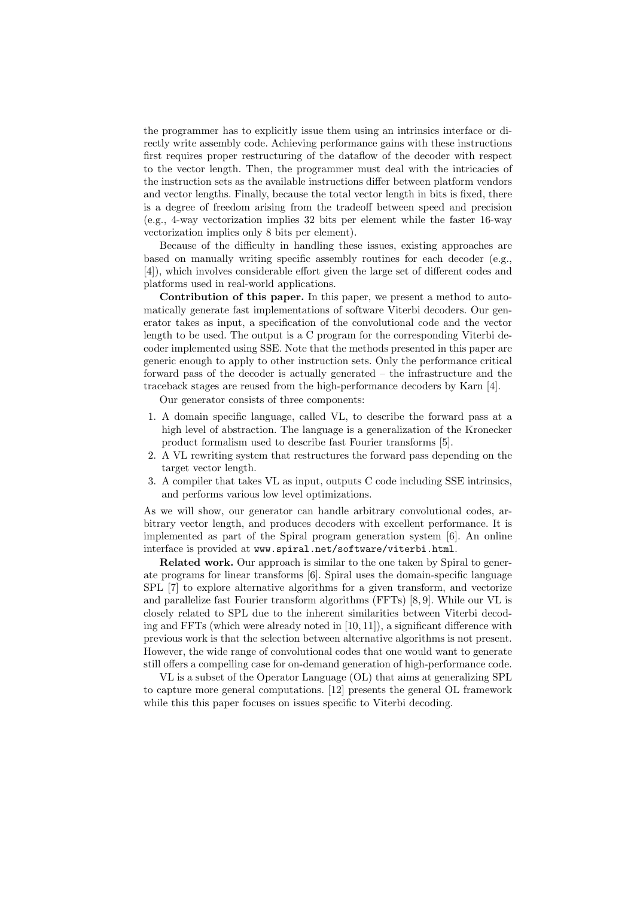the programmer has to explicitly issue them using an intrinsics interface or directly write assembly code. Achieving performance gains with these instructions first requires proper restructuring of the dataflow of the decoder with respect to the vector length. Then, the programmer must deal with the intricacies of the instruction sets as the available instructions differ between platform vendors and vector lengths. Finally, because the total vector length in bits is fixed, there is a degree of freedom arising from the tradeoff between speed and precision (e.g., 4-way vectorization implies 32 bits per element while the faster 16-way vectorization implies only 8 bits per element).

Because of the difficulty in handling these issues, existing approaches are based on manually writing specific assembly routines for each decoder (e.g., [4]), which involves considerable effort given the large set of different codes and platforms used in real-world applications.

**Contribution of this paper.** In this paper, we present a method to automatically generate fast implementations of software Viterbi decoders. Our generator takes as input, a specification of the convolutional code and the vector length to be used. The output is a C program for the corresponding Viterbi decoder implemented using SSE. Note that the methods presented in this paper are generic enough to apply to other instruction sets. Only the performance critical forward pass of the decoder is actually generated – the infrastructure and the traceback stages are reused from the high-performance decoders by Karn [4].

Our generator consists of three components:

1. A domain specific language, called VL, to describe the forward pass at a high level of abstraction. The language is a generalization of the Kronecker product formalism used to describe fast Fourier transforms [5].
2. A VL rewriting system that restructures the forward pass depending on the target vector length.
3. A compiler that takes VL as input, outputs C code including SSE intrinsics, and performs various low level optimizations.

As we will show, our generator can handle arbitrary convolutional codes, arbitrary vector length, and produces decoders with excellent performance. It is implemented as part of the Spiral program generation system [6]. An online interface is provided at `www.spiral.net/software/viterbi.html`.

**Related work.** Our approach is similar to the one taken by Spiral to generate programs for linear transforms [6]. Spiral uses the domain-specific language SPL [7] to explore alternative algorithms for a given transform, and vectorize and parallelize fast Fourier transform algorithms (FFTs) [8, 9]. While our VL is closely related to SPL due to the inherent similarities between Viterbi decoding and FFTs (which were already noted in [10, 11]), a significant difference with previous work is that the selection between alternative algorithms is not present. However, the wide range of convolutional codes that one would want to generate still offers a compelling case for on-demand generation of high-performance code.

VL is a subset of the Operator Language (OL) that aims at generalizing SPL to capture more general computations. [12] presents the general OL framework while this this paper focuses on issues specific to Viterbi decoding.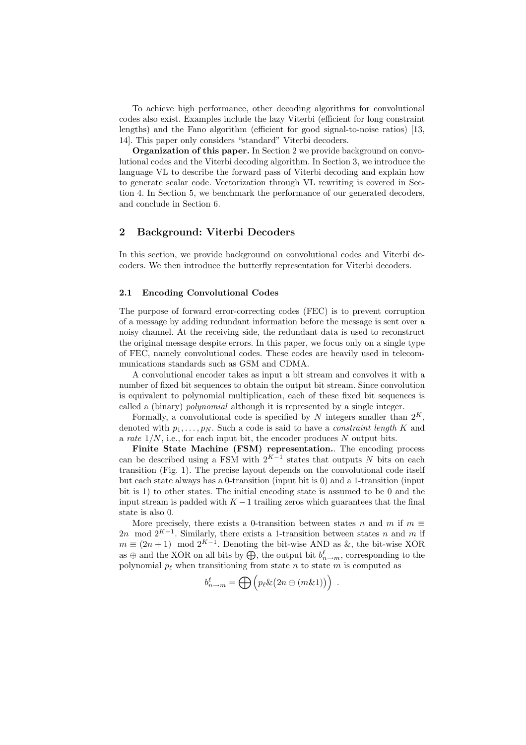To achieve high performance, other decoding algorithms for convolutional codes also exist. Examples include the lazy Viterbi (efficient for long constraint lengths) and the Fano algorithm (efficient for good signal-to-noise ratios) [13, 14]. This paper only considers "standard" Viterbi decoders.

**Organization of this paper.** In Section 2 we provide background on convolutional codes and the Viterbi decoding algorithm. In Section 3, we introduce the language VL to describe the forward pass of Viterbi decoding and explain how to generate scalar code. Vectorization through VL rewriting is covered in Section 4. In Section 5, we benchmark the performance of our generated decoders, and conclude in Section 6.

## 2 Background: Viterbi Decoders

In this section, we provide background on convolutional codes and Viterbi decoders. We then introduce the butterfly representation for Viterbi decoders.

### 2.1 Encoding Convolutional Codes

The purpose of forward error-correcting codes (FEC) is to prevent corruption of a message by adding redundant information before the message is sent over a noisy channel. At the receiving side, the redundant data is used to reconstruct the original message despite errors. In this paper, we focus only on a single type of FEC, namely convolutional codes. These codes are heavily used in telecommunications standards such as GSM and CDMA.

A convolutional encoder takes as input a bit stream and convolves it with a number of fixed bit sequences to obtain the output bit stream. Since convolution is equivalent to polynomial multiplication, each of these fixed bit sequences is called a (binary) *polynomial* although it is represented by a single integer.

Formally, a convolutional code is specified by $N$ integers smaller than $2^K$, denoted with $p_1, \dots, p_N$. Such a code is said to have a *constraint length* $K$ and a *rate* $1/N$, i.e., for each input bit, the encoder produces $N$ output bits.

**Finite State Machine (FSM) representation.**. The encoding process can be described using a FSM with $2^{K-1}$ states that outputs $N$ bits on each transition (Fig. 1). The precise layout depends on the convolutional code itself but each state always has a 0-transition (input bit is 0) and a 1-transition (input bit is 1) to other states. The initial encoding state is assumed to be 0 and the input stream is padded with $K-1$ trailing zeros which guarantees that the final state is also 0.

More precisely, there exists a 0-transition between states $n$ and $m$ if $m \equiv 2n \mod 2^{K-1}$. Similarly, there exists a 1-transition between states $n$ and $m$ if $m \equiv (2n+1) \mod 2^{K-1}$. Denoting the bit-wise AND as &, the bit-wise XOR as $\oplus$ and the XOR on all bits by $\bigoplus$, the output bit $b^{\ell}_{n \to m}$, corresponding to the polynomial $p_\ell$ when transitioning from state $n$ to state $m$ is computed as

$$b^{\ell}_{n \to m} = \bigoplus \Big( p_\ell \& \big( 2n \oplus (m \& 1) \big) \Big) \ .$$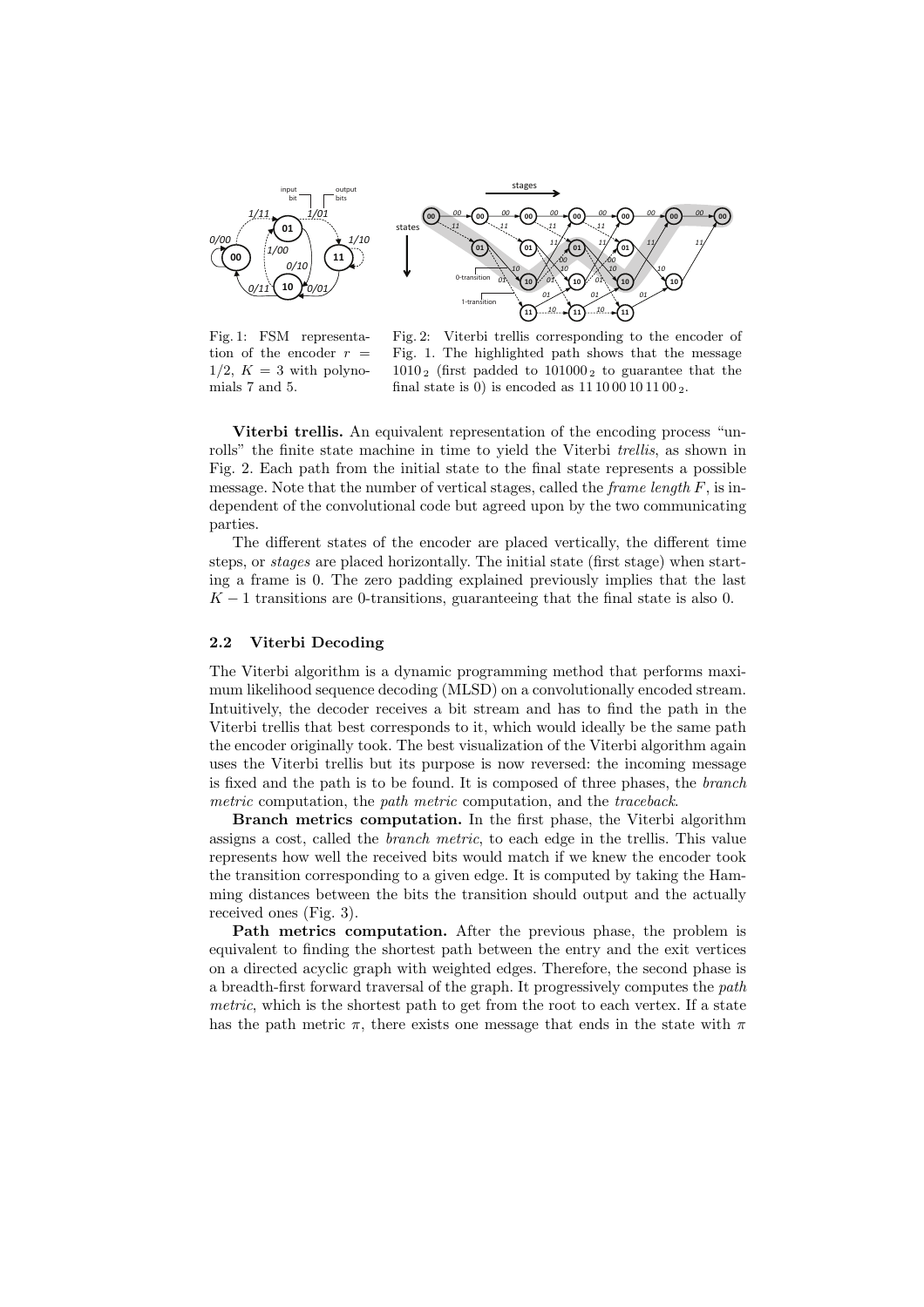input bit

output bits

1/11

1/01

0/00

01

1/10

00

1/00

11

0/10

0/11

10

0/01

Fig. 1: FSM representation of the encoder $r = 1/2$, $K = 3$ with polynomials 7 and 5.

stages

states

0-transition

1-transition

Fig. 2: Viterbi trellis corresponding to the encoder of Fig. 1. The highlighted path shows that the message $1010_2$ (first padded to $101000_2$ to guarantee that the final state is 0) is encoded as $11\,10\,00\,10\,11\,00_2$.

**Viterbi trellis.** An equivalent representation of the encoding process "unrolls" the finite state machine in time to yield the Viterbi *trellis*, as shown in Fig. 2. Each path from the initial state to the final state represents a possible message. Note that the number of vertical stages, called the *frame length* $F$, is independent of the convolutional code but agreed upon by the two communicating parties.

The different states of the encoder are placed vertically, the different time steps, or *stages* are placed horizontally. The initial state (first stage) when starting a frame is 0. The zero padding explained previously implies that the last $K - 1$ transitions are 0-transitions, guaranteeing that the final state is also 0.

### 2.2 Viterbi Decoding

The Viterbi algorithm is a dynamic programming method that performs maximum likelihood sequence decoding (MLSD) on a convolutionally encoded stream. Intuitively, the decoder receives a bit stream and has to find the path in the Viterbi trellis that best corresponds to it, which would ideally be the same path the encoder originally took. The best visualization of the Viterbi algorithm again uses the Viterbi trellis but its purpose is now reversed: the incoming message is fixed and the path is to be found. It is composed of three phases, the *branch metric* computation, the *path metric* computation, and the *traceback*.

**Branch metrics computation.** In the first phase, the Viterbi algorithm assigns a cost, called the *branch metric*, to each edge in the trellis. This value represents how well the received bits would match if we knew the encoder took the transition corresponding to a given edge. It is computed by taking the Hamming distances between the bits the transition should output and the actually received ones (Fig. 3).

**Path metrics computation.** After the previous phase, the problem is equivalent to finding the shortest path between the entry and the exit vertices on a directed acyclic graph with weighted edges. Therefore, the second phase is a breadth-first forward traversal of the graph. It progressively computes the *path metric*, which is the shortest path to get from the root to each vertex. If a state has the path metric $\pi$, there exists one message that ends in the state with $\pi$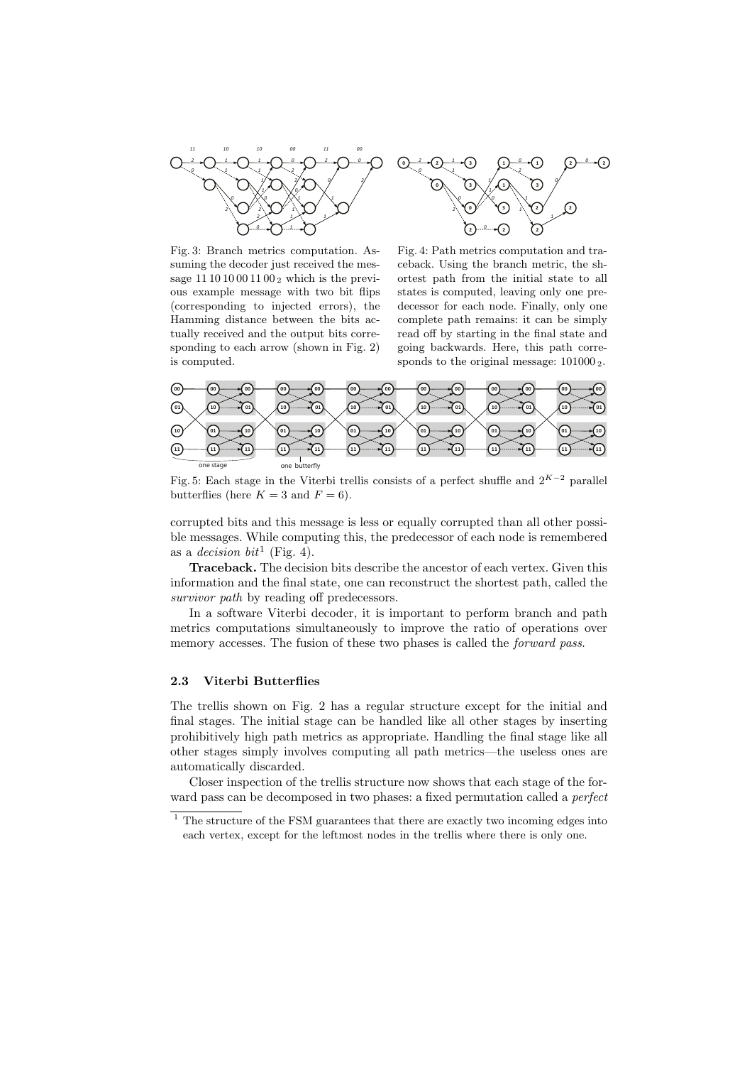Fig. 3: Branch metrics computation. Assuming the decoder just received the message $11\,10\,10\,00\,11\,00_2$ which is the previous example message with two bit flips (corresponding to injected errors), the Hamming distance between the bits actually received and the output bits corresponding to each arrow (shown in Fig. 2) is computed.

Fig. 4: Path metrics computation and traceback. Using the branch metric, the shortest path from the initial state to all states is computed, leaving only one predecessor for each node. Finally, only one complete path remains: it can be simply read off by starting in the final state and going backwards. Here, this path corresponds to the original message: $101000_2$.

Fig. 5: Each stage in the Viterbi trellis consists of a perfect shuffle and $2^{K-2}$ parallel butterflies (here $K = 3$ and $F = 6$).

corrupted bits and this message is less or equally corrupted than all other possible messages. While computing this, the predecessor of each node is remembered as a *decision bit*[1] (Fig. 4).

**Traceback.** The decision bits describe the ancestor of each vertex. Given this information and the final state, one can reconstruct the shortest path, called the *survivor path* by reading off predecessors.

In a software Viterbi decoder, it is important to perform branch and path metrics computations simultaneously to improve the ratio of operations over memory accesses. The fusion of these two phases is called the *forward pass*.

### 2.3 Viterbi Butterflies

The trellis shown on Fig. 2 has a regular structure except for the initial and final stages. The initial stage can be handled like all other stages by inserting prohibitively high path metrics as appropriate. Handling the final stage like all other stages simply involves computing all path metrics—the useless ones are automatically discarded.

Closer inspection of the trellis structure now shows that each stage of the forward pass can be decomposed in two phases: a fixed permutation called a *perfect*

[1] The structure of the FSM guarantees that there are exactly two incoming edges into each vertex, except for the leftmost nodes in the trellis where there is only one.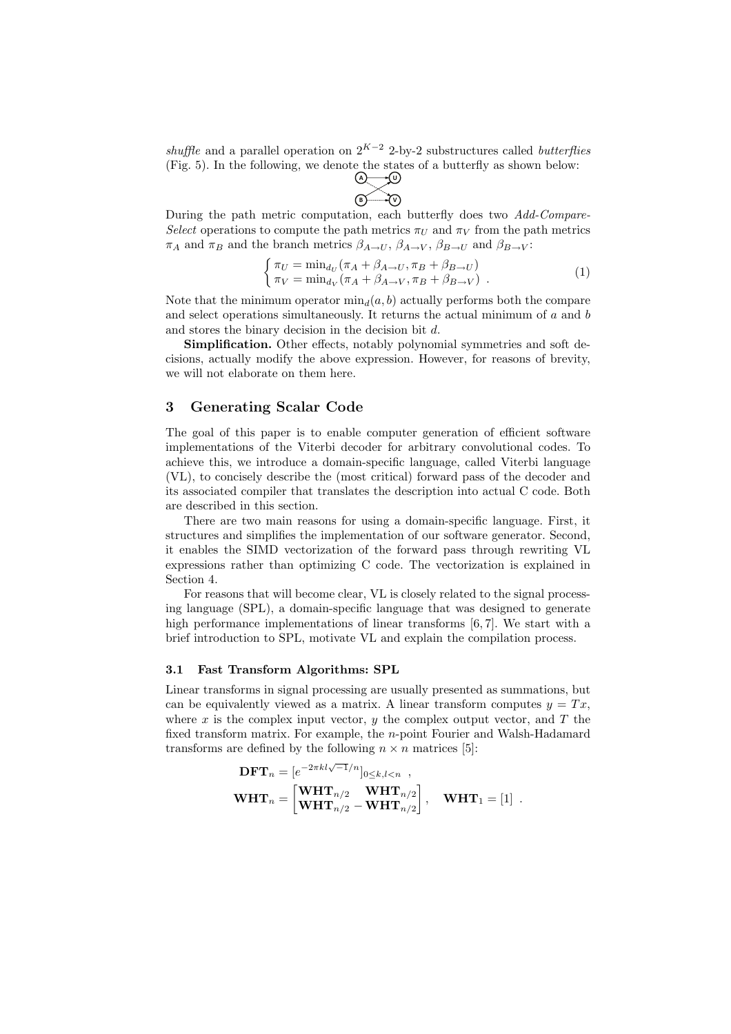*shuffle* and a parallel operation on $2^{K-2}$ 2-by-2 substructures called *butterflies* (Fig. 5). In the following, we denote the states of a butterfly as shown below:

During the path metric computation, each butterfly does two *Add-Compare-Select* operations to compute the path metrics $\pi_U$ and $\pi_V$ from the path metrics $\pi_A$ and $\pi_B$ and the branch metrics $\beta_{A\to U}$, $\beta_{A\to V}$, $\beta_{B\to U}$ and $\beta_{B\to V}$:

$$\begin{cases} \pi_U = \min_{d_U}(\pi_A + \beta_{A\to U}, \pi_B + \beta_{B\to U}) \\ \pi_V = \min_{d_V}(\pi_A + \beta_{A\to V}, \pi_B + \beta_{B\to V}) \end{cases} . \tag{1}$$

Note that the minimum operator $\min_d(a, b)$ actually performs both the compare and select operations simultaneously. It returns the actual minimum of $a$ and $b$ and stores the binary decision in the decision bit $d$.

**Simplification.** Other effects, notably polynomial symmetries and soft decisions, actually modify the above expression. However, for reasons of brevity, we will not elaborate on them here.

## 3 Generating Scalar Code

The goal of this paper is to enable computer generation of efficient software implementations of the Viterbi decoder for arbitrary convolutional codes. To achieve this, we introduce a domain-specific language, called Viterbi language (VL), to concisely describe the (most critical) forward pass of the decoder and its associated compiler that translates the description into actual C code. Both are described in this section.

There are two main reasons for using a domain-specific language. First, it structures and simplifies the implementation of our software generator. Second, it enables the SIMD vectorization of the forward pass through rewriting VL expressions rather than optimizing C code. The vectorization is explained in Section 4.

For reasons that will become clear, VL is closely related to the signal processing language (SPL), a domain-specific language that was designed to generate high performance implementations of linear transforms [6, 7]. We start with a brief introduction to SPL, motivate VL and explain the compilation process.

### 3.1 Fast Transform Algorithms: SPL

Linear transforms in signal processing are usually presented as summations, but can be equivalently viewed as a matrix. A linear transform computes $y = Tx$, where $x$ is the complex input vector, $y$ the complex output vector, and $T$ the fixed transform matrix. For example, the $n$-point Fourier and Walsh-Hadamard transforms are defined by the following $n \times n$ matrices [5]:

$$\mathbf{DFT}_n = [e^{-2\pi kl\sqrt{-1}/n}]_{0\le k,l<n} ,$$

$$\mathbf{WHT}_n = \begin{bmatrix} \mathbf{WHT}_{n/2} & \mathbf{WHT}_{n/2} \\ \mathbf{WHT}_{n/2} & -\mathbf{WHT}_{n/2} \end{bmatrix}, \quad \mathbf{WHT}_1 = [1] .$$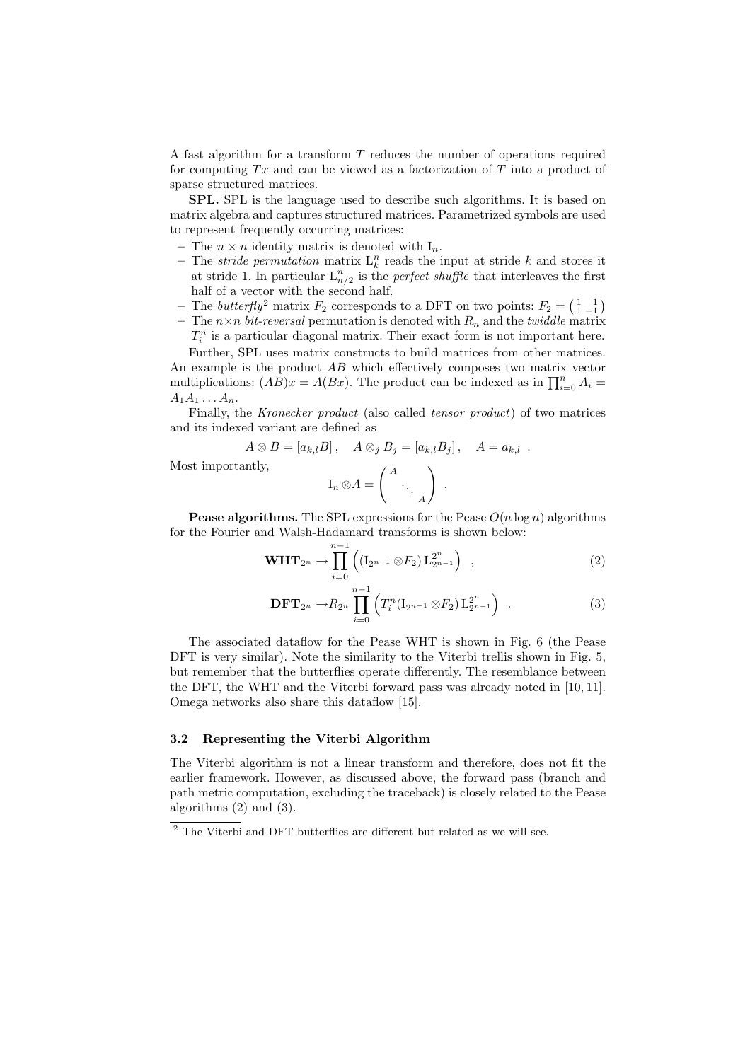A fast algorithm for a transform $T$ reduces the number of operations required for computing $Tx$ and can be viewed as a factorization of $T$ into a product of sparse structured matrices.

**SPL.** SPL is the language used to describe such algorithms. It is based on matrix algebra and captures structured matrices. Parametrized symbols are used to represent frequently occurring matrices:

- The $n \times n$ identity matrix is denoted with $\mathrm{I}_n$.
- The *stride permutation* matrix $\mathrm{L}_k^n$ reads the input at stride $k$ and stores it at stride 1. In particular $\mathrm{L}_{n/2}^n$ is the *perfect shuffle* that interleaves the first half of a vector with the second half.
- The *butterfly*[2] matrix $F_2$ corresponds to a DFT on two points: $F_2 = \begin{pmatrix} 1 & 1 \\ 1 & -1 \end{pmatrix}$
- The $n \times n$ *bit-reversal* permutation is denoted with $R_n$ and the *twiddle* matrix $T_i^n$ is a particular diagonal matrix. Their exact form is not important here.

Further, SPL uses matrix constructs to build matrices from other matrices. An example is the product $AB$ which effectively composes two matrix vector multiplications: $(AB)x = A(Bx)$. The product can be indexed as in $\prod_{i=0}^{n} A_i = A_1 A_1 \dots A_n$.

Finally, the *Kronecker product* (also called *tensor product*) of two matrices and its indexed variant are defined as

$$A \otimes B = [a_{k,l}B], \quad A \otimes_j B_j = [a_{k,l}B_j], \quad A = a_{k,l} \ .$$

Most importantly,

$$\mathrm{I}_n \otimes A = \begin{pmatrix} A & & \\ & \ddots & \\ & & A \end{pmatrix} \ .$$

**Pease algorithms.** The SPL expressions for the Pease $O(n \log n)$ algorithms for the Fourier and Walsh-Hadamard transforms is shown below:

$$\mathbf{WHT}_{2^n} \rightarrow \prod_{i=0}^{n-1} \left( (\mathrm{I}_{2^{n-1}} \otimes F_2) \, \mathrm{L}_{2^{n-1}}^{2^n} \right) \ , \tag{2}$$

$$\mathbf{DFT}_{2^n} \rightarrow R_{2^n} \prod_{i=0}^{n-1} \left( T_i^n (\mathrm{I}_{2^{n-1}} \otimes F_2) \, \mathrm{L}_{2^{n-1}}^{2^n} \right) \ . \tag{3}$$

The associated dataflow for the Pease WHT is shown in Fig. 6 (the Pease DFT is very similar). Note the similarity to the Viterbi trellis shown in Fig. 5, but remember that the butterflies operate differently. The resemblance between the DFT, the WHT and the Viterbi forward pass was already noted in [10, 11]. Omega networks also share this dataflow [15].

### 3.2 Representing the Viterbi Algorithm

The Viterbi algorithm is not a linear transform and therefore, does not fit the earlier framework. However, as discussed above, the forward pass (branch and path metric computation, excluding the traceback) is closely related to the Pease algorithms (2) and (3).

[2] The Viterbi and DFT butterflies are different but related as we will see.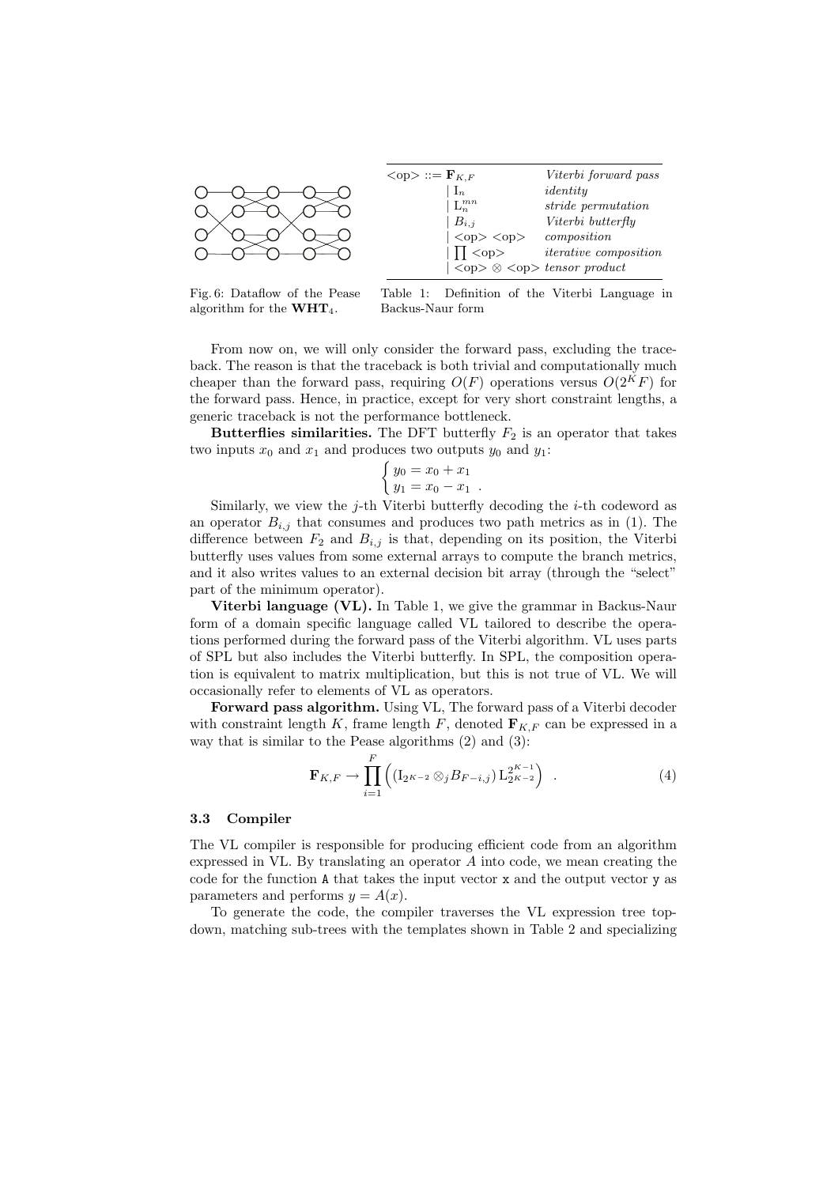Fig. 6: Dataflow of the Pease algorithm for the $\mathbf{WHT}_4$.

| <op> ::= $\mathbf{F}_{K,F}$ | *Viterbi forward pass* |
|---|---|
| $\mid$ $\mathrm{I}_n$ | *identity* |
| $\mid$ $\mathrm{L}_n^{mn}$ | *stride permutation* |
| $\mid$ $B_{i,j}$ | *Viterbi butterfly* |
| $\mid$ <op> <op> | *composition* |
| $\mid$ $\prod$ <op> | *iterative composition* |
| $\mid$ <op> $\otimes$ <op> | *tensor product* |

Table 1: Definition of the Viterbi Language in Backus-Naur form

From now on, we will only consider the forward pass, excluding the traceback. The reason is that the traceback is both trivial and computationally much cheaper than the forward pass, requiring $O(F)$ operations versus $O(2^K F)$ for the forward pass. Hence, in practice, except for very short constraint lengths, a generic traceback is not the performance bottleneck.

**Butterflies similarities.** The DFT butterfly $F_2$ is an operator that takes two inputs $x_0$ and $x_1$ and produces two outputs $y_0$ and $y_1$:

$$\begin{cases} y_0 = x_0 + x_1 \\ y_1 = x_0 - x_1 \ . \end{cases}$$

Similarly, we view the $j$-th Viterbi butterfly decoding the $i$-th codeword as an operator $B_{i,j}$ that consumes and produces two path metrics as in (1). The difference between $F_2$ and $B_{i,j}$ is that, depending on its position, the Viterbi butterfly uses values from some external arrays to compute the branch metrics, and it also writes values to an external decision bit array (through the "select" part of the minimum operator).

**Viterbi language (VL).** In Table 1, we give the grammar in Backus-Naur form of a domain specific language called VL tailored to describe the operations performed during the forward pass of the Viterbi algorithm. VL uses parts of SPL but also includes the Viterbi butterfly. In SPL, the composition operation is equivalent to matrix multiplication, but this is not true of VL. We will occasionally refer to elements of VL as operators.

**Forward pass algorithm.** Using VL, The forward pass of a Viterbi decoder with constraint length $K$, frame length $F$, denoted $\mathbf{F}_{K,F}$ can be expressed in a way that is similar to the Pease algorithms (2) and (3):

$$\mathbf{F}_{K,F} \rightarrow \prod_{i=1}^{F} \left( (\mathrm{I}_{2^{K-2}} \otimes_j B_{F-i,j}) \, \mathrm{L}_{2^{K-2}}^{2^{K-1}} \right) \ . \qquad (4)$$

### 3.3 Compiler

The VL compiler is responsible for producing efficient code from an algorithm expressed in VL. By translating an operator $A$ into code, we mean creating the code for the function `A` that takes the input vector `x` and the output vector `y` as parameters and performs $y = A(x)$.

To generate the code, the compiler traverses the VL expression tree top-down, matching sub-trees with the templates shown in Table 2 and specializing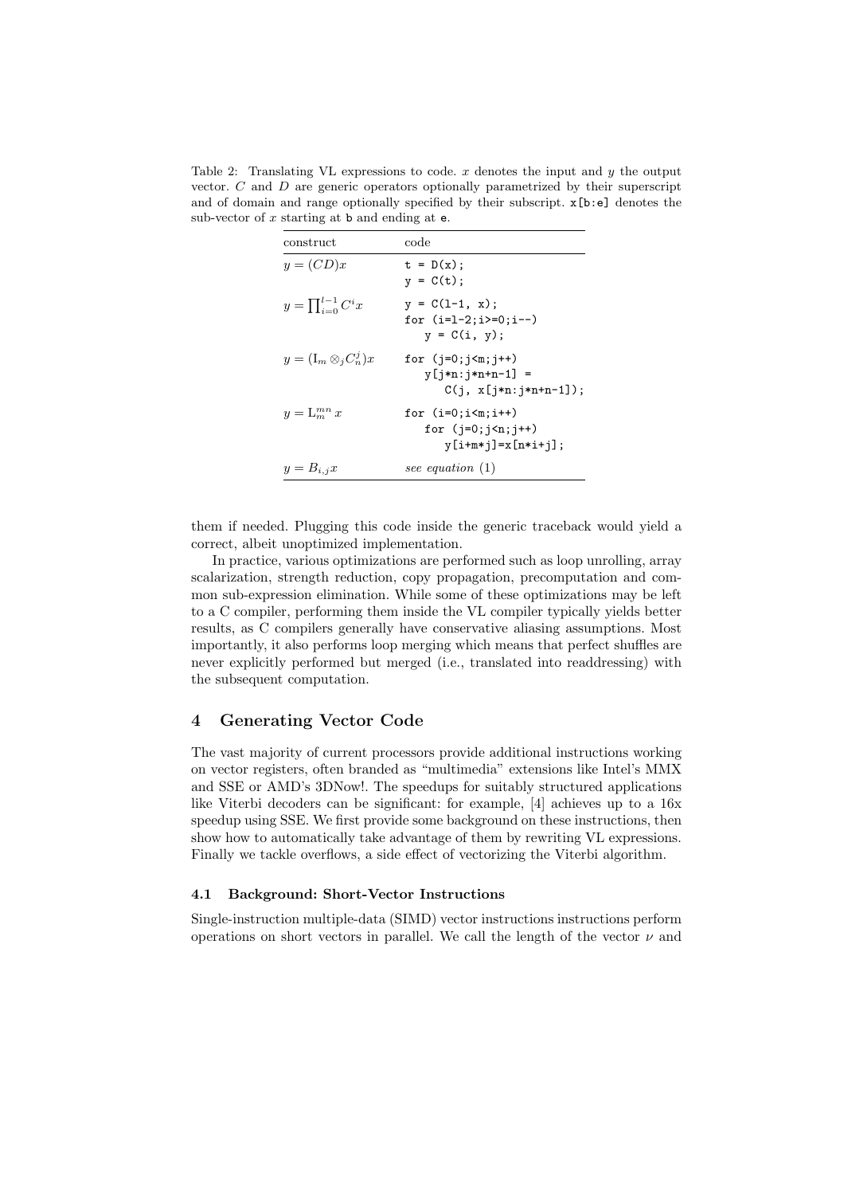Table 2: Translating VL expressions to code. $x$ denotes the input and $y$ the output vector. $C$ and $D$ are generic operators optionally parametrized by their superscript and of domain and range optionally specified by their subscript. `x[b:e]` denotes the sub-vector of $x$ starting at `b` and ending at `e`.

| construct | code |
|---|---|
| $y = (CD)x$ | `t = D(x);`<br>`y = C(t);` |
| $y = \prod_{i=0}^{l-1} C^i x$ | `y = C(l-1, x);`<br>`for (i=l-2;i>=0;i--)`<br>`   y = C(i, y);` |
| $y = (\mathrm{I}_m \otimes_j C_n^j)x$ | `for (j=0;j<m;j++)`<br>`   y[j*n:j*n+n-1] =`<br>`      C(j, x[j*n:j*n+n-1]);` |
| $y = \mathrm{L}_m^{mn}\, x$ | `for (i=0;i<m;i++)`<br>`   for (j=0;j<n;j++)`<br>`      y[i+m*j]=x[n*i+j];` |
| $y = B_{i,j}x$ | *see equation* (1) |

them if needed. Plugging this code inside the generic traceback would yield a correct, albeit unoptimized implementation.

In practice, various optimizations are performed such as loop unrolling, array scalarization, strength reduction, copy propagation, precomputation and common sub-expression elimination. While some of these optimizations may be left to a C compiler, performing them inside the VL compiler typically yields better results, as C compilers generally have conservative aliasing assumptions. Most importantly, it also performs loop merging which means that perfect shuffles are never explicitly performed but merged (i.e., translated into readdressing) with the subsequent computation.

## 4 Generating Vector Code

The vast majority of current processors provide additional instructions working on vector registers, often branded as "multimedia" extensions like Intel's MMX and SSE or AMD's 3DNow!. The speedups for suitably structured applications like Viterbi decoders can be significant: for example, [4] achieves up to a 16x speedup using SSE. We first provide some background on these instructions, then show how to automatically take advantage of them by rewriting VL expressions. Finally we tackle overflows, a side effect of vectorizing the Viterbi algorithm.

### 4.1 Background: Short-Vector Instructions

Single-instruction multiple-data (SIMD) vector instructions instructions perform operations on short vectors in parallel. We call the length of the vector $\nu$ and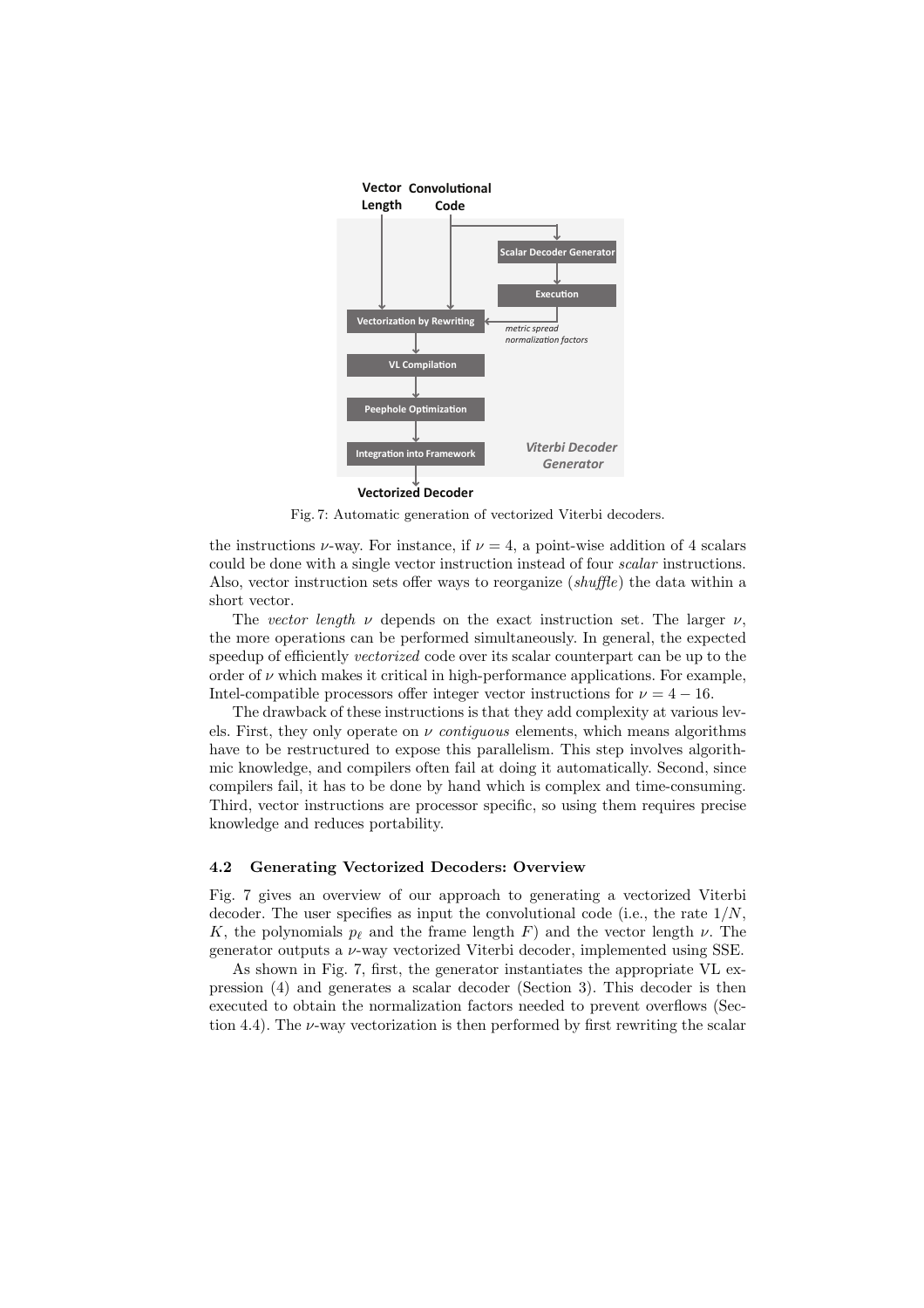Fig. 7: Automatic generation of vectorized Viterbi decoders.

the instructions $\nu$-way. For instance, if $\nu = 4$, a point-wise addition of 4 scalars could be done with a single vector instruction instead of four *scalar* instructions. Also, vector instruction sets offer ways to reorganize (*shuffle*) the data within a short vector.

The *vector length* $\nu$ depends on the exact instruction set. The larger $\nu$, the more operations can be performed simultaneously. In general, the expected speedup of efficiently *vectorized* code over its scalar counterpart can be up to the order of $\nu$ which makes it critical in high-performance applications. For example, Intel-compatible processors offer integer vector instructions for $\nu = 4 - 16$.

The drawback of these instructions is that they add complexity at various levels. First, they only operate on $\nu$ *contiguous* elements, which means algorithms have to be restructured to expose this parallelism. This step involves algorithmic knowledge, and compilers often fail at doing it automatically. Second, since compilers fail, it has to be done by hand which is complex and time-consuming. Third, vector instructions are processor specific, so using them requires precise knowledge and reduces portability.

### 4.2 Generating Vectorized Decoders: Overview

Fig. 7 gives an overview of our approach to generating a vectorized Viterbi decoder. The user specifies as input the convolutional code (i.e., the rate $1/N$, $K$, the polynomials $p_\ell$ and the frame length $F$) and the vector length $\nu$. The generator outputs a $\nu$-way vectorized Viterbi decoder, implemented using SSE.

As shown in Fig. 7, first, the generator instantiates the appropriate VL expression (4) and generates a scalar decoder (Section 3). This decoder is then executed to obtain the normalization factors needed to prevent overflows (Section 4.4). The $\nu$-way vectorization is then performed by first rewriting the scalar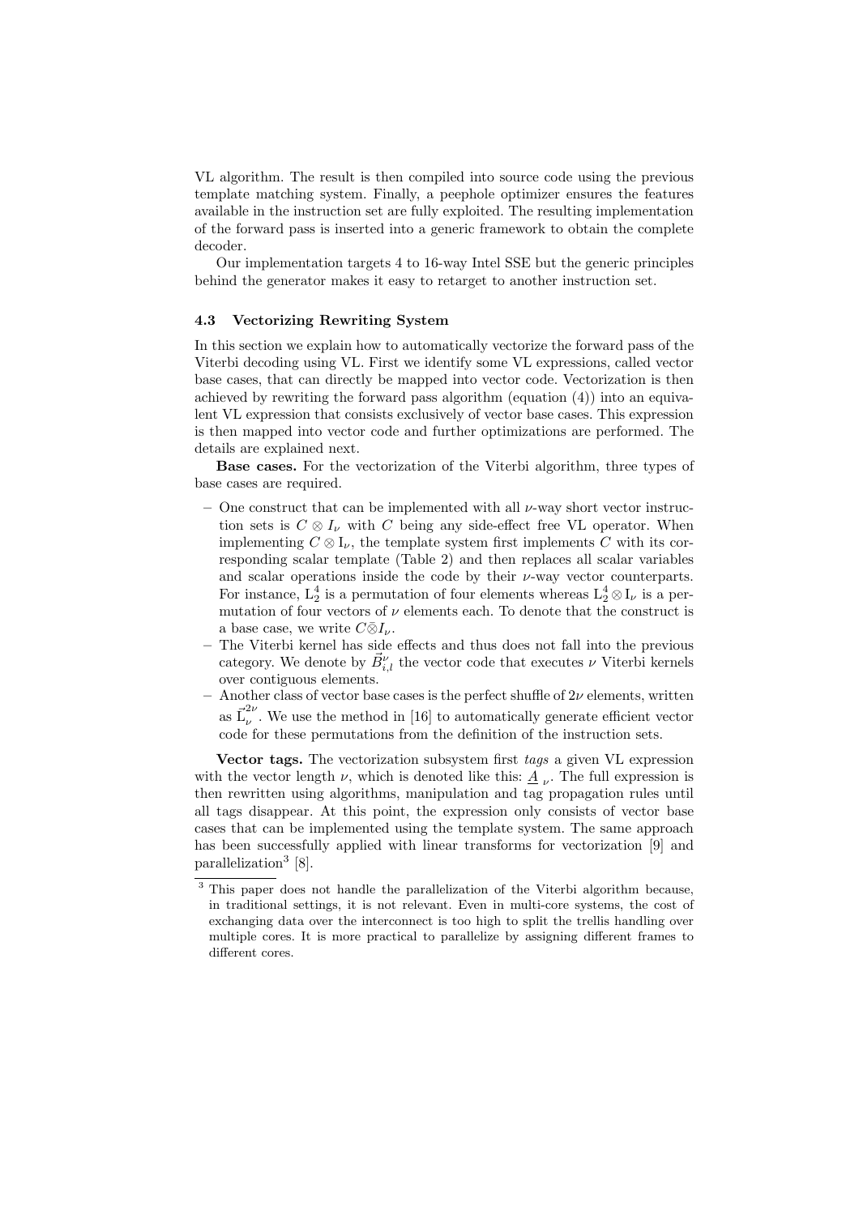VL algorithm. The result is then compiled into source code using the previous template matching system. Finally, a peephole optimizer ensures the features available in the instruction set are fully exploited. The resulting implementation of the forward pass is inserted into a generic framework to obtain the complete decoder.

Our implementation targets 4 to 16-way Intel SSE but the generic principles behind the generator makes it easy to retarget to another instruction set.

### 4.3 Vectorizing Rewriting System

In this section we explain how to automatically vectorize the forward pass of the Viterbi decoding using VL. First we identify some VL expressions, called vector base cases, that can directly be mapped into vector code. Vectorization is then achieved by rewriting the forward pass algorithm (equation (4)) into an equivalent VL expression that consists exclusively of vector base cases. This expression is then mapped into vector code and further optimizations are performed. The details are explained next.

**Base cases.** For the vectorization of the Viterbi algorithm, three types of base cases are required.

- One construct that can be implemented with all $\nu$-way short vector instruction sets is $C \otimes I_\nu$ with $C$ being any side-effect free VL operator. When implementing $C \otimes \mathrm{I}_\nu$, the template system first implements $C$ with its corresponding scalar template (Table 2) and then replaces all scalar variables and scalar operations inside the code by their $\nu$-way vector counterparts. For instance, $\mathrm{L}_2^4$ is a permutation of four elements whereas $\mathrm{L}_2^4 \otimes \mathrm{I}_\nu$ is a permutation of four vectors of $\nu$ elements each. To denote that the construct is a base case, we write $C \vec{\otimes} I_\nu$.
- The Viterbi kernel has side effects and thus does not fall into the previous category. We denote by $\vec{B}_{i,l}^{\nu}$ the vector code that executes $\nu$ Viterbi kernels over contiguous elements.
- Another class of vector base cases is the perfect shuffle of $2\nu$ elements, written as $\vec{\mathrm{L}}_{\nu}^{2\nu}$. We use the method in [16] to automatically generate efficient vector code for these permutations from the definition of the instruction sets.

**Vector tags.** The vectorization subsystem first *tags* a given VL expression with the vector length $\nu$, which is denoted like this: $\underline{A}_{\ \nu}$. The full expression is then rewritten using algorithms, manipulation and tag propagation rules until all tags disappear. At this point, the expression only consists of vector base cases that can be implemented using the template system. The same approach has been successfully applied with linear transforms for vectorization [9] and parallelization[3] [8].

[3] This paper does not handle the parallelization of the Viterbi algorithm because, in traditional settings, it is not relevant. Even in multi-core systems, the cost of exchanging data over the interconnect is too high to split the trellis handling over multiple cores. It is more practical to parallelize by assigning different frames to different cores.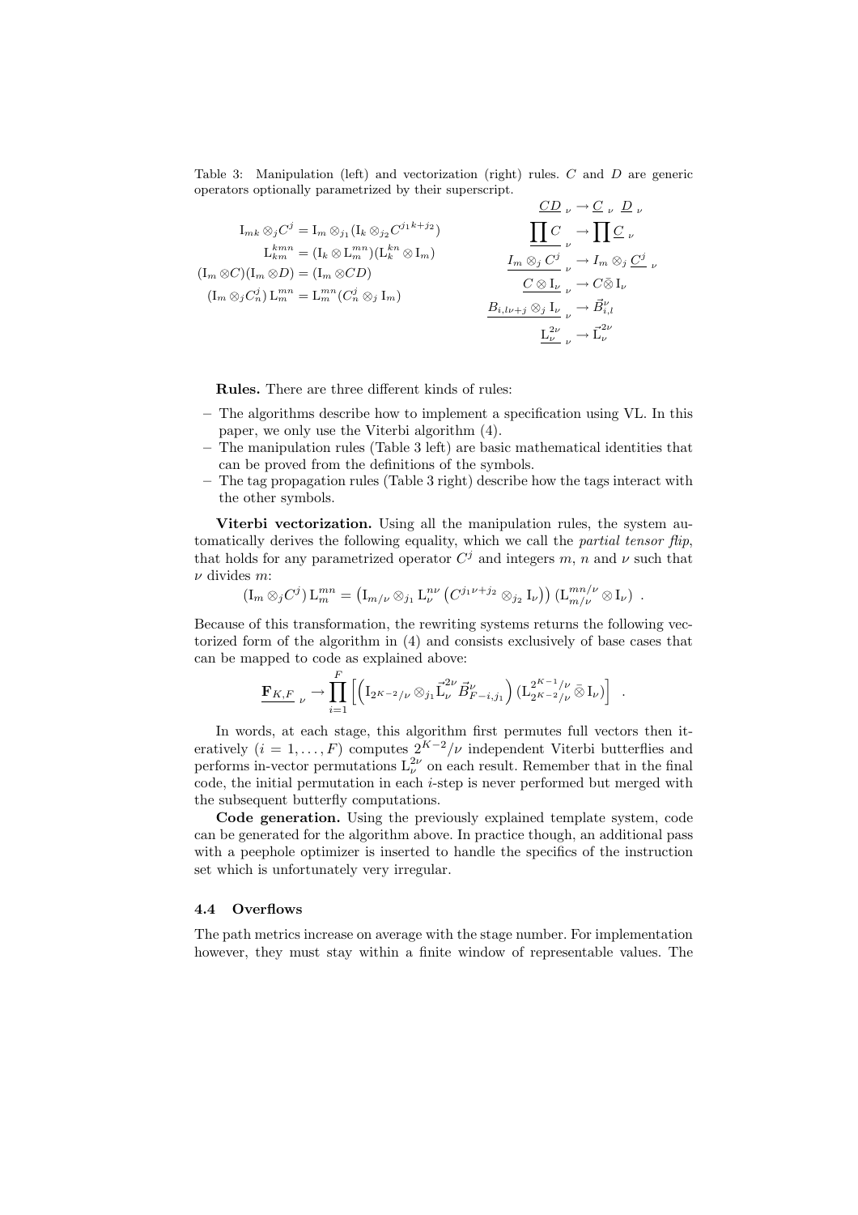Table 3: Manipulation (left) and vectorization (right) rules. $C$ and $D$ are generic operators optionally parametrized by their superscript.

| Manipulation rules | Vectorization rules |
| --- | --- |
| $\mathrm{I}_{mk} \otimes_j C^j = \mathrm{I}_m \otimes_{j_1} (\mathrm{I}_k \otimes_{j_2} C^{j_1 k + j_2})$ | $\underline{CD}_{\,\nu} \rightarrow \underline{C}_{\,\nu}\ \underline{D}_{\,\nu}$ |
| $\mathrm{L}^{kmn}_{km} = (\mathrm{I}_k \otimes \mathrm{L}^{mn}_m)(\mathrm{L}^{kn}_k \otimes \mathrm{I}_m)$ | $\underline{\prod C}_{\,\nu} \rightarrow \prod \underline{C}_{\,\nu}$ |
| $(\mathrm{I}_m \otimes C)(\mathrm{I}_m \otimes D) = (\mathrm{I}_m \otimes CD)$ | $\underline{I_m \otimes_j C^j}_{\,\nu} \rightarrow I_m \otimes_j \underline{C^j}_{\,\nu}$ |
| $(\mathrm{I}_m \otimes_j C^j_n)\, \mathrm{L}^{mn}_m = \mathrm{L}^{mn}_m (C^j_n \otimes_j \mathrm{I}_m)$ | $\underline{C \otimes \mathrm{I}_\nu}_{\,\nu} \rightarrow C \bar{\otimes} \mathrm{I}_\nu$ |
| | $\underline{B_{i,l\nu+j} \otimes_j \mathrm{I}_\nu}_{\,\nu} \rightarrow \vec{B}^{\nu}_{i,l}$ |
| | $\underline{\mathrm{L}^{2\nu}_\nu}_{\,\nu} \rightarrow \vec{\mathrm{L}}^{2\nu}_\nu$ |

**Rules.** There are three different kinds of rules:

– The algorithms describe how to implement a specification using VL. In this paper, we only use the Viterbi algorithm (4).
– The manipulation rules (Table 3 left) are basic mathematical identities that can be proved from the definitions of the symbols.
– The tag propagation rules (Table 3 right) describe how the tags interact with the other symbols.

**Viterbi vectorization.** Using all the manipulation rules, the system automatically derives the following equality, which we call the *partial tensor flip*, that holds for any parametrized operator $C^j$ and integers $m$, $n$ and $\nu$ such that $\nu$ divides $m$:

$$(\mathrm{I}_m \otimes_j C^j)\, \mathrm{L}^{mn}_m = \left(\mathrm{I}_{m/\nu} \otimes_{j_1} \mathrm{L}^{n\nu}_\nu \left(C^{j_1 \nu + j_2} \otimes_{j_2} \mathrm{I}_\nu\right)\right) (\mathrm{L}^{mn/\nu}_{m/\nu} \otimes \mathrm{I}_\nu)\ .$$

Because of this transformation, the rewriting systems returns the following vectorized form of the algorithm in (4) and consists exclusively of base cases that can be mapped to code as explained above:

$$\underline{\mathbf{F}_{K,F}}_{\,\nu} \rightarrow \prod_{i=1}^{F} \left[ \left( \mathrm{I}_{2^{K-2}/\nu} \otimes_{j_1} \vec{\mathrm{L}}^{2\nu}_\nu \vec{B}^{\nu}_{F-i,j_1} \right) (\mathrm{L}^{2^{K-1}/\nu}_{2^{K-2}/\nu} \bar{\otimes} \mathrm{I}_\nu) \right]\ .$$

In words, at each stage, this algorithm first permutes full vectors then iteratively ($i = 1, \ldots, F$) computes $2^{K-2}/\nu$ independent Viterbi butterflies and performs in-vector permutations $\mathrm{L}^{2\nu}_\nu$ on each result. Remember that in the final code, the initial permutation in each $i$-step is never performed but merged with the subsequent butterfly computations.

**Code generation.** Using the previously explained template system, code can be generated for the algorithm above. In practice though, an additional pass with a peephole optimizer is inserted to handle the specifics of the instruction set which is unfortunately very irregular.

### 4.4 Overflows

The path metrics increase on average with the stage number. For implementation however, they must stay within a finite window of representable values. The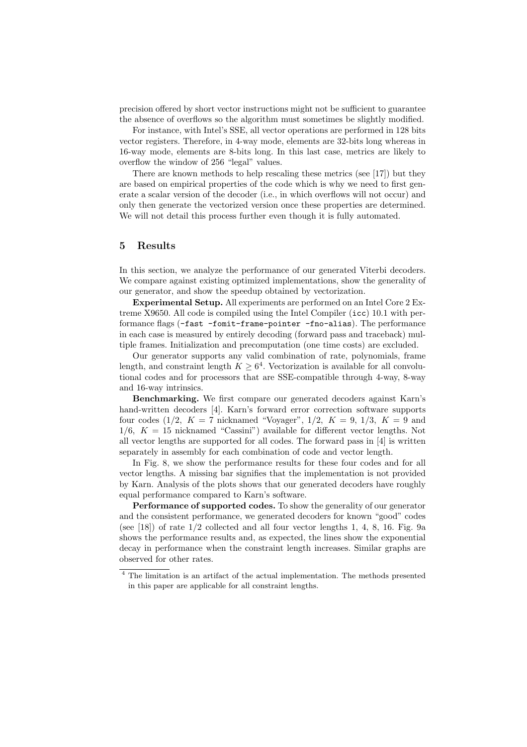precision offered by short vector instructions might not be sufficient to guarantee the absence of overflows so the algorithm must sometimes be slightly modified.

For instance, with Intel's SSE, all vector operations are performed in 128 bits vector registers. Therefore, in 4-way mode, elements are 32-bits long whereas in 16-way mode, elements are 8-bits long. In this last case, metrics are likely to overflow the window of 256 "legal" values.

There are known methods to help rescaling these metrics (see [17]) but they are based on empirical properties of the code which is why we need to first generate a scalar version of the decoder (i.e., in which overflows will not occur) and only then generate the vectorized version once these properties are determined. We will not detail this process further even though it is fully automated.

## 5 Results

In this section, we analyze the performance of our generated Viterbi decoders. We compare against existing optimized implementations, show the generality of our generator, and show the speedup obtained by vectorization.

**Experimental Setup.** All experiments are performed on an Intel Core 2 Extreme X9650. All code is compiled using the Intel Compiler (`icc`) 10.1 with performance flags (`-fast -fomit-frame-pointer -fno-alias`). The performance in each case is measured by entirely decoding (forward pass and traceback) multiple frames. Initialization and precomputation (one time costs) are excluded.

Our generator supports any valid combination of rate, polynomials, frame length, and constraint length $K \geq 6$[4]. Vectorization is available for all convolutional codes and for processors that are SSE-compatible through 4-way, 8-way and 16-way intrinsics.

**Benchmarking.** We first compare our generated decoders against Karn's hand-written decoders [4]. Karn's forward error correction software supports four codes ($1/2,\ K = 7$ nicknamed "Voyager", $1/2,\ K = 9$, $1/3,\ K = 9$ and $1/6,\ K = 15$ nicknamed "Cassini") available for different vector lengths. Not all vector lengths are supported for all codes. The forward pass in [4] is written separately in assembly for each combination of code and vector length.

In Fig. 8, we show the performance results for these four codes and for all vector lengths. A missing bar signifies that the implementation is not provided by Karn. Analysis of the plots shows that our generated decoders have roughly equal performance compared to Karn's software.

**Performance of supported codes.** To show the generality of our generator and the consistent performance, we generated decoders for known "good" codes (see [18]) of rate 1/2 collected and all four vector lengths 1, 4, 8, 16. Fig. 9a shows the performance results and, as expected, the lines show the exponential decay in performance when the constraint length increases. Similar graphs are observed for other rates.

---

[4] The limitation is an artifact of the actual implementation. The methods presented in this paper are applicable for all constraint lengths.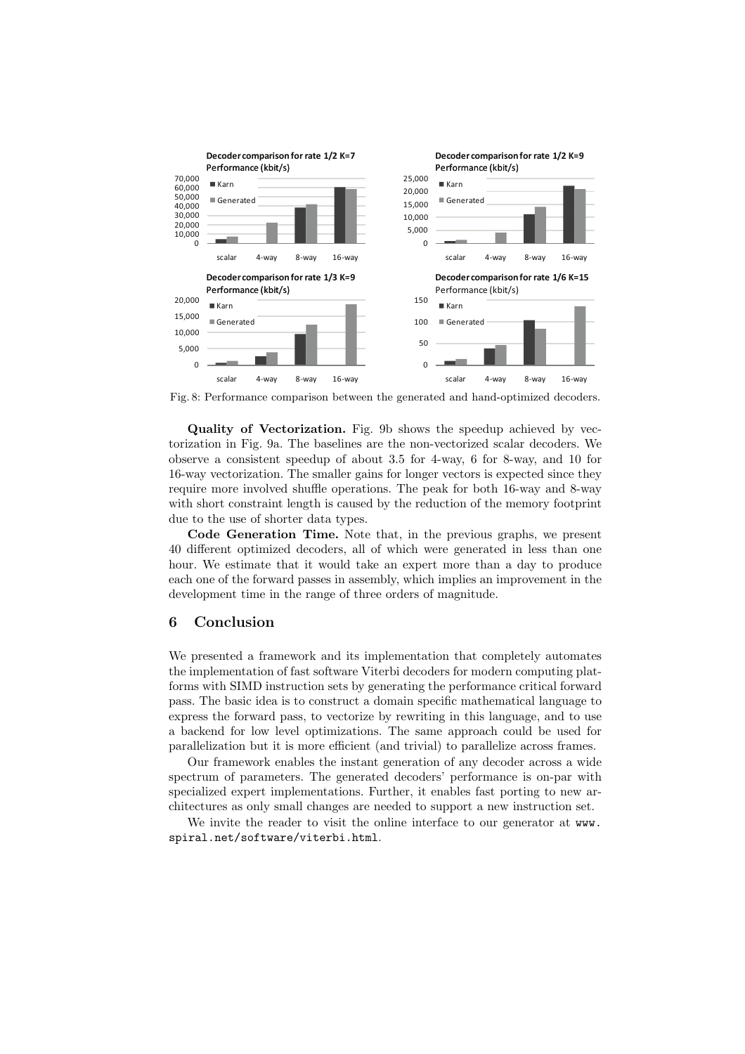Fig. 8: Performance comparison between the generated and hand-optimized decoders.

**Quality of Vectorization.** Fig. 9b shows the speedup achieved by vectorization in Fig. 9a. The baselines are the non-vectorized scalar decoders. We observe a consistent speedup of about 3.5 for 4-way, 6 for 8-way, and 10 for 16-way vectorization. The smaller gains for longer vectors is expected since they require more involved shuffle operations. The peak for both 16-way and 8-way with short constraint length is caused by the reduction of the memory footprint due to the use of shorter data types.

**Code Generation Time.** Note that, in the previous graphs, we present 40 different optimized decoders, all of which were generated in less than one hour. We estimate that it would take an expert more than a day to produce each one of the forward passes in assembly, which implies an improvement in the development time in the range of three orders of magnitude.

## 6 Conclusion

We presented a framework and its implementation that completely automates the implementation of fast software Viterbi decoders for modern computing platforms with SIMD instruction sets by generating the performance critical forward pass. The basic idea is to construct a domain specific mathematical language to express the forward pass, to vectorize by rewriting in this language, and to use a backend for low level optimizations. The same approach could be used for parallelization but it is more efficient (and trivial) to parallelize across frames.

Our framework enables the instant generation of any decoder across a wide spectrum of parameters. The generated decoders' performance is on-par with specialized expert implementations. Further, it enables fast porting to new architectures as only small changes are needed to support a new instruction set.

We invite the reader to visit the online interface to our generator at `www.spiral.net/software/viterbi.html`.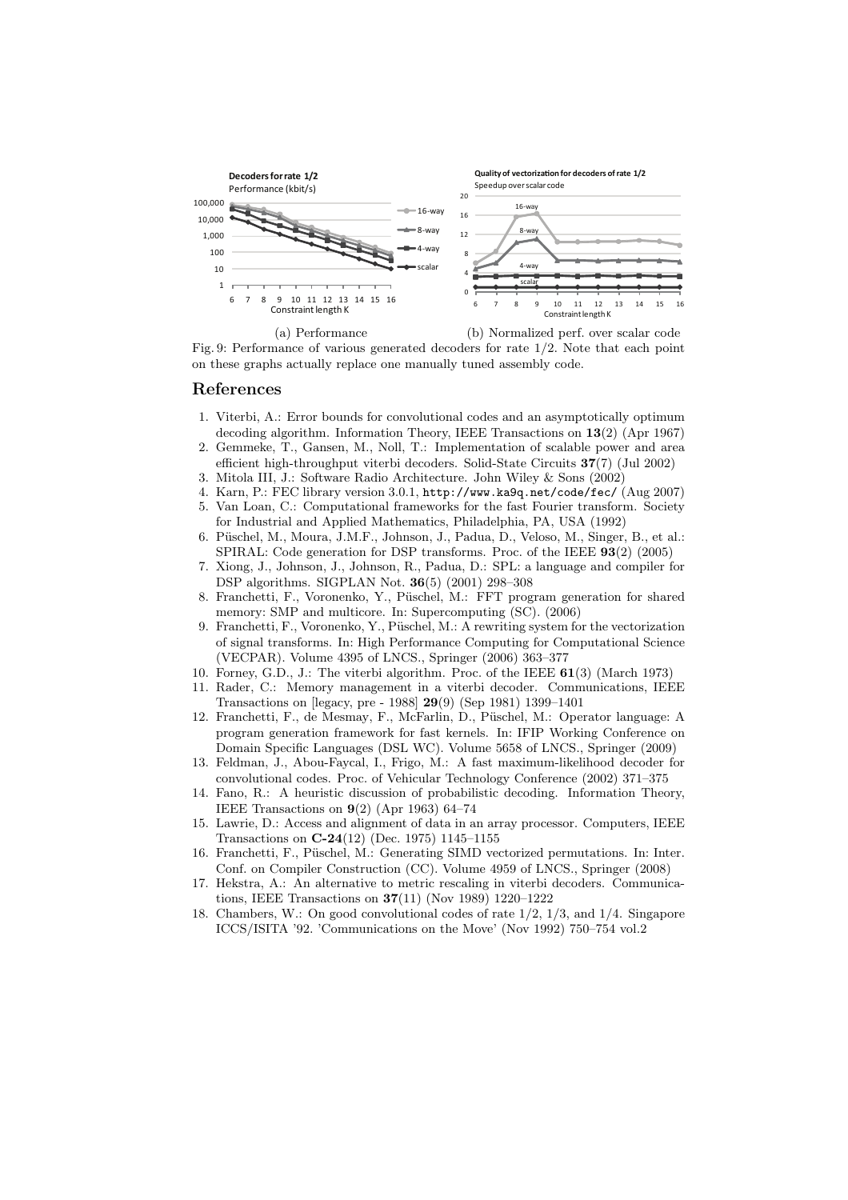Decoders for rate 1/2

Performance (kbit/s)

100,000
10,000
1,000
100
10
1

6 7 8 9 10 11 12 13 14 15 16

Constraint length K

16-way
8-way
4-way
scalar

Quality of vectorization for decoders of rate 1/2

Speedup over scalar code

20
16
12
8
4
0

16-way
8-way
4-way
scalar

6 7 8 9 10 11 12 13 14 15 16

Constraint length K

(a) Performance (b) Normalized perf. over scalar code

Fig. 9: Performance of various generated decoders for rate 1/2. Note that each point on these graphs actually replace one manually tuned assembly code.

## References

1. Viterbi, A.: Error bounds for convolutional codes and an asymptotically optimum decoding algorithm. Information Theory, IEEE Transactions on **13**(2) (Apr 1967)
2. Gemmeke, T., Gansen, M., Noll, T.: Implementation of scalable power and area efficient high-throughput viterbi decoders. Solid-State Circuits **37**(7) (Jul 2002)
3. Mitola III, J.: Software Radio Architecture. John Wiley & Sons (2002)
4. Karn, P.: FEC library version 3.0.1, `http://www.ka9q.net/code/fec/` (Aug 2007)
5. Van Loan, C.: Computational frameworks for the fast Fourier transform. Society for Industrial and Applied Mathematics, Philadelphia, PA, USA (1992)
6. Püschel, M., Moura, J.M.F., Johnson, J., Padua, D., Veloso, M., Singer, B., et al.: SPIRAL: Code generation for DSP transforms. Proc. of the IEEE **93**(2) (2005)
7. Xiong, J., Johnson, J., Johnson, R., Padua, D.: SPL: a language and compiler for DSP algorithms. SIGPLAN Not. **36**(5) (2001) 298–308
8. Franchetti, F., Voronenko, Y., Püschel, M.: FFT program generation for shared memory: SMP and multicore. In: Supercomputing (SC). (2006)
9. Franchetti, F., Voronenko, Y., Püschel, M.: A rewriting system for the vectorization of signal transforms. In: High Performance Computing for Computational Science (VECPAR). Volume 4395 of LNCS., Springer (2006) 363–377
10. Forney, G.D., J.: The viterbi algorithm. Proc. of the IEEE **61**(3) (March 1973)
11. Rader, C.: Memory management in a viterbi decoder. Communications, IEEE Transactions on [legacy, pre - 1988] **29**(9) (Sep 1981) 1399–1401
12. Franchetti, F., de Mesmay, F., McFarlin, D., Püschel, M.: Operator language: A program generation framework for fast kernels. In: IFIP Working Conference on Domain Specific Languages (DSL WC). Volume 5658 of LNCS., Springer (2009)
13. Feldman, J., Abou-Faycal, I., Frigo, M.: A fast maximum-likelihood decoder for convolutional codes. Proc. of Vehicular Technology Conference (2002) 371–375
14. Fano, R.: A heuristic discussion of probabilistic decoding. Information Theory, IEEE Transactions on **9**(2) (Apr 1963) 64–74
15. Lawrie, D.: Access and alignment of data in an array processor. Computers, IEEE Transactions on **C-24**(12) (Dec. 1975) 1145–1155
16. Franchetti, F., Püschel, M.: Generating SIMD vectorized permutations. In: Inter. Conf. on Compiler Construction (CC). Volume 4959 of LNCS., Springer (2008)
17. Hekstra, A.: An alternative to metric rescaling in viterbi decoders. Communications, IEEE Transactions on **37**(11) (Nov 1989) 1220–1222
18. Chambers, W.: On good convolutional codes of rate 1/2, 1/3, and 1/4. Singapore ICCS/ISITA '92. 'Communications on the Move' (Nov 1992) 750–754 vol.2